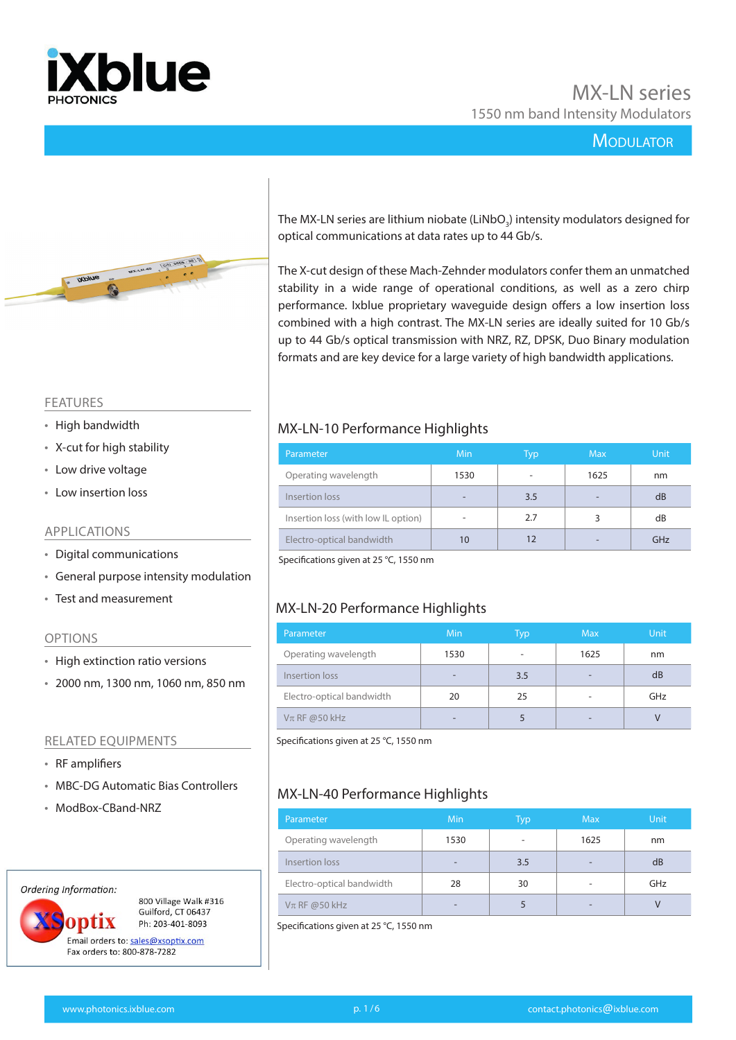# MX-LN series

1550 nm band Intensity Modulators

MODULATOR

The MX-LN series are lithium niobate ($LiNbO_3$) intensity modulators designed for optical communications at data rates up to 44 Gb/s.

The X-cut design of these Mach-Zehnder modulators confer them an unmatched stability in a wide range of operational conditions, as well as a zero chirp performance. Ixblue proprietary waveguide design offers a low insertion loss combined with a high contrast. The MX-LN series are ideally suited for 10 Gb/s up to 44 Gb/s optical transmission with NRZ, RZ, DPSK, Duo Binary modulation formats and are key device for a large variety of high bandwidth applications.

## FEATURES

- High bandwidth
- X-cut for high stability
- Low drive voltage
- Low insertion loss

## APPLICATIONS

- Digital communications
- General purpose intensity modulation
- Test and measurement

## OPTIONS

- High extinction ratio versions
- 2000 nm, 1300 nm, 1060 nm, 850 nm

## RELATED EQUIPMENTS

- RF amplifiers
- MBC-DG Automatic Bias Controllers
- ModBox-CBand-NRZ

*Ordering Information:*

XSoptix
800 Village Walk #316
Guilford, CT 06437
Ph: 203-401-8093
Email orders to: sales@xsoptix.com
Fax orders to: 800-878-7282

## MX-LN-10 Performance Highlights

| Parameter | Min | Typ | Max | Unit |
|---|---|---|---|---|
| Operating wavelength | 1530 | - | 1625 | nm |
| Insertion loss | - | 3.5 | - | dB |
| Insertion loss (with low IL option) | - | 2.7 | 3 | dB |
| Electro-optical bandwidth | 10 | 12 | - | GHz |

Specifications given at 25 °C, 1550 nm

## MX-LN-20 Performance Highlights

| Parameter | Min | Typ | Max | Unit |
|---|---|---|---|---|
| Operating wavelength | 1530 | - | 1625 | nm |
| Insertion loss | - | 3.5 | - | dB |
| Electro-optical bandwidth | 20 | 25 | - | GHz |
| $V\pi$ RF @50 kHz | - | 5 | - | V |

Specifications given at 25 °C, 1550 nm

## MX-LN-40 Performance Highlights

| Parameter | Min | Typ | Max | Unit |
|---|---|---|---|---|
| Operating wavelength | 1530 | - | 1625 | nm |
| Insertion loss | - | 3.5 | - | dB |
| Electro-optical bandwidth | 28 | 30 | - | GHz |
| $V\pi$ RF @50 kHz | - | 5 | - | V |

Specifications given at 25 °C, 1550 nm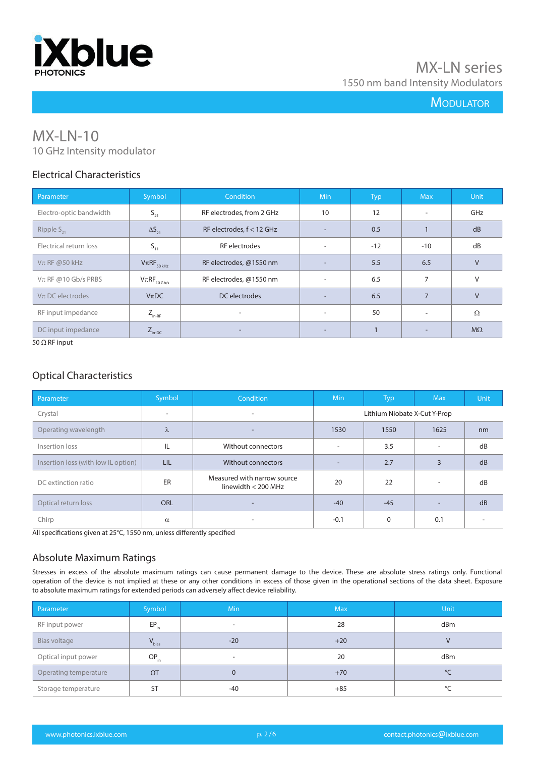# MX-LN-10

10 GHz Intensity modulator

## Electrical Characteristics

| Parameter | Symbol | Condition | Min | Typ | Max | Unit |
|---|---|---|---|---|---|---|
| Electro-optic bandwidth | $S_{21}$ | RF electrodes, from 2 GHz | 10 | 12 | - | GHz |
| Ripple $S_{21}$ | $\Delta S_{21}$ | RF electrodes, f < 12 GHz | - | 0.5 | 1 | dB |
| Electrical return loss | $S_{11}$ | RF electrodes | - | -12 | -10 | dB |
| $V\pi$ RF @50 kHz | $V\pi RF_{50\,kHz}$ | RF electrodes, @1550 nm | - | 5.5 | 6.5 | V |
| $V\pi$ RF @10 Gb/s PRBS | $V\pi RF_{10\,Gb/s}$ | RF electrodes, @1550 nm | - | 6.5 | 7 | V |
| $V\pi$ DC electrodes | $V\pi DC$ | DC electrodes | - | 6.5 | 7 | V |
| RF input impedance | $Z_{in-RF}$ | - | - | 50 | - | Ω |
| DC input impedance | $Z_{in-DC}$ | - | - | 1 | - | MΩ |

50 Ω RF input

## Optical Characteristics

| Parameter | Symbol | Condition | Min | Typ | Max | Unit |
|---|---|---|---|---|---|---|
| Crystal | - | - | Lithium Niobate X-Cut Y-Prop | | | |
| Operating wavelength | $\lambda$ | - | 1530 | 1550 | 1625 | nm |
| Insertion loss | IL | Without connectors | - | 3.5 | - | dB |
| Insertion loss (with low IL option) | LIL | Without connectors | - | 2.7 | 3 | dB |
| DC extinction ratio | ER | Measured with narrow source linewidth < 200 MHz | 20 | 22 | - | dB |
| Optical return loss | ORL | - | -40 | -45 | - | dB |
| Chirp | $\alpha$ | - | -0.1 | 0 | 0.1 | - |

All specifications given at 25°C, 1550 nm, unless differently specified

## Absolute Maximum Ratings

Stresses in excess of the absolute maximum ratings can cause permanent damage to the device. These are absolute stress ratings only. Functional operation of the device is not implied at these or any other conditions in excess of those given in the operational sections of the data sheet. Exposure to absolute maximum ratings for extended periods can adversely affect device reliability.

| Parameter | Symbol | Min | Max | Unit |
|---|---|---|---|---|
| RF input power | $EP_{in}$ | - | 28 | dBm |
| Bias voltage | $V_{bias}$ | -20 | +20 | V |
| Optical input power | $OP_{in}$ | - | 20 | dBm |
| Operating temperature | OT | 0 | +70 | °C |
| Storage temperature | ST | -40 | +85 | °C |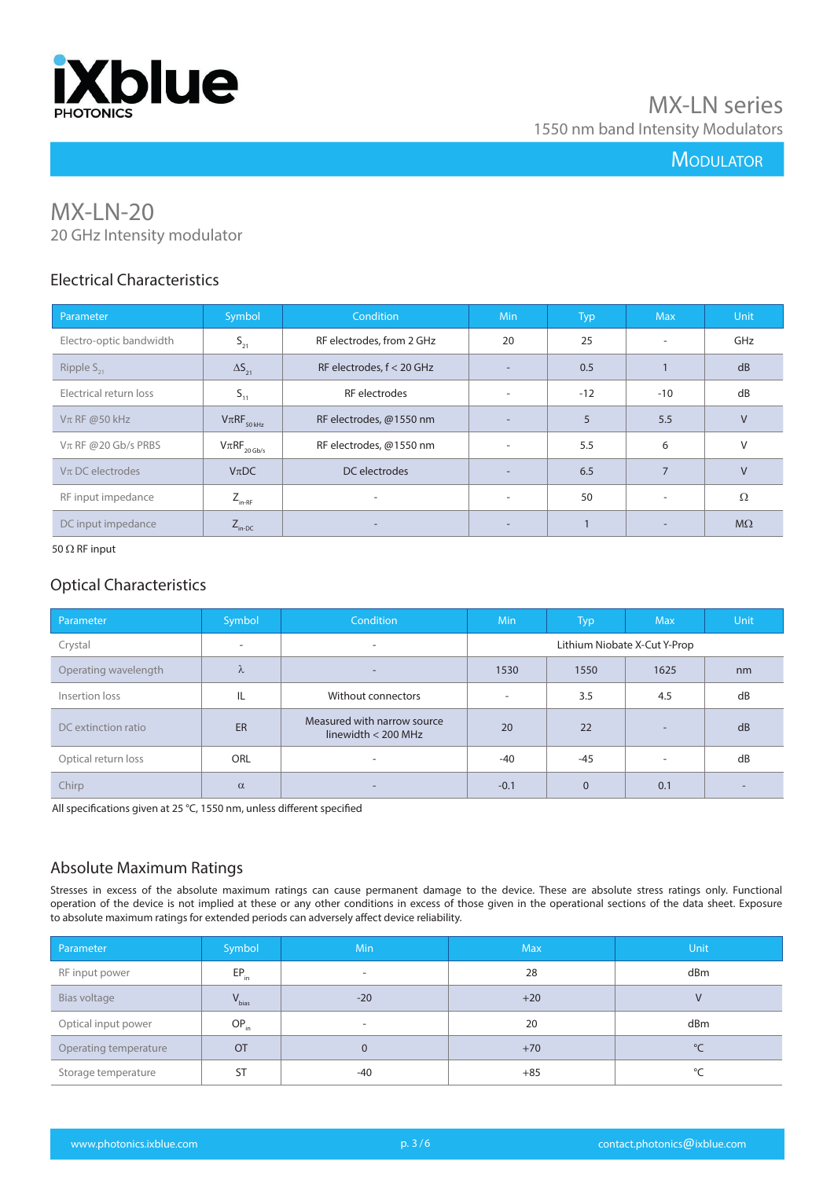# MX-LN series

1550 nm band Intensity Modulators

MODULATOR

## MX-LN-20

20 GHz Intensity modulator

### Electrical Characteristics

| Parameter | Symbol | Condition | Min | Typ | Max | Unit |
|---|---|---|---|---|---|---|
| Electro-optic bandwidth | $S_{21}$ | RF electrodes, from 2 GHz | 20 | 25 | - | GHz |
| Ripple $S_{21}$ | $\Delta S_{21}$ | RF electrodes, f < 20 GHz | - | 0.5 | 1 | dB |
| Electrical return loss | $S_{11}$ | RF electrodes | - | -12 | -10 | dB |
| Vπ RF @50 kHz | $V\pi RF_{50\,kHz}$ | RF electrodes, @1550 nm | - | 5 | 5.5 | V |
| Vπ RF @20 Gb/s PRBS | $V\pi RF_{20\,Gb/s}$ | RF electrodes, @1550 nm | - | 5.5 | 6 | V |
| Vπ DC electrodes | VπDC | DC electrodes | - | 6.5 | 7 | V |
| RF input impedance | $Z_{in\text{-}RF}$ | - | - | 50 | - | Ω |
| DC input impedance | $Z_{in\text{-}DC}$ | - | - | 1 | - | MΩ |

50 Ω RF input

### Optical Characteristics

| Parameter | Symbol | Condition | Min | Typ | Max | Unit |
|---|---|---|---|---|---|---|
| Crystal | - | - | Lithium Niobate X-Cut Y-Prop | | | |
| Operating wavelength | λ | - | 1530 | 1550 | 1625 | nm |
| Insertion loss | IL | Without connectors | - | 3.5 | 4.5 | dB |
| DC extinction ratio | ER | Measured with narrow source linewidth < 200 MHz | 20 | 22 | - | dB |
| Optical return loss | ORL | - | -40 | -45 | - | dB |
| Chirp | α | - | -0.1 | 0 | 0.1 | - |

All specifications given at 25 °C, 1550 nm, unless different specified

### Absolute Maximum Ratings

Stresses in excess of the absolute maximum ratings can cause permanent damage to the device. These are absolute stress ratings only. Functional operation of the device is not implied at these or any other conditions in excess of those given in the operational sections of the data sheet. Exposure to absolute maximum ratings for extended periods can adversely affect device reliability.

| Parameter | Symbol | Min | Max | Unit |
|---|---|---|---|---|
| RF input power | $EP_{in}$ | - | 28 | dBm |
| Bias voltage | $V_{bias}$ | -20 | +20 | V |
| Optical input power | $OP_{in}$ | - | 20 | dBm |
| Operating temperature | OT | 0 | +70 | °C |
| Storage temperature | ST | -40 | +85 | °C |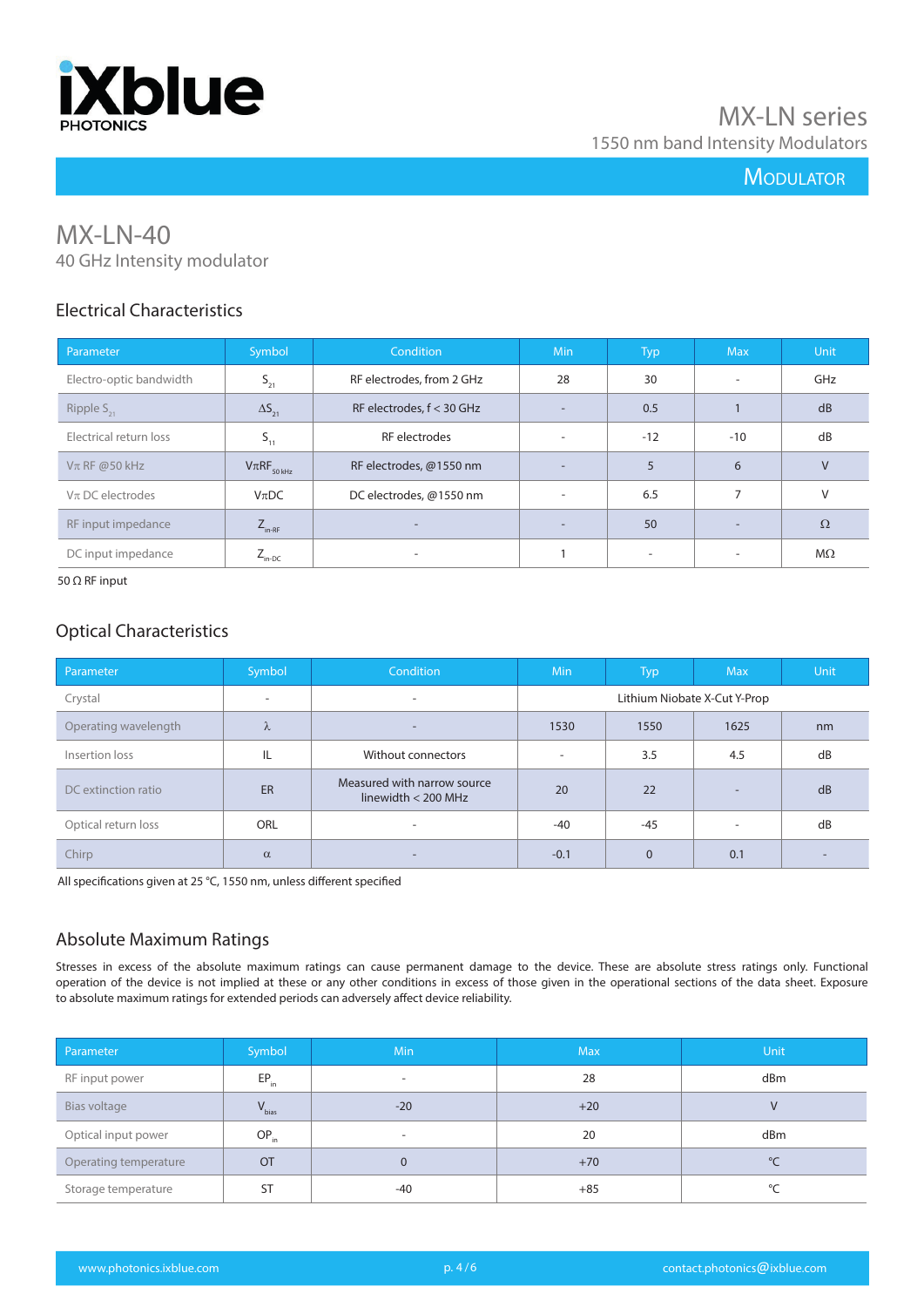iXblue PHOTONICS

# MX-LN series

1550 nm band Intensity Modulators

MODULATOR

# MX-LN-40

40 GHz Intensity modulator

## Electrical Characteristics

| Parameter | Symbol | Condition | Min | Typ | Max | Unit |
|---|---|---|---|---|---|---|
| Electro-optic bandwidth | $S_{21}$ | RF electrodes, from 2 GHz | 28 | 30 | - | GHz |
| Ripple $S_{21}$ | $\Delta S_{21}$ | RF electrodes, f < 30 GHz | - | 0.5 | 1 | dB |
| Electrical return loss | $S_{11}$ | RF electrodes | - | -12 | -10 | dB |
| Vπ RF @50 kHz | $V\pi RF_{50\,kHz}$ | RF electrodes, @1550 nm | - | 5 | 6 | V |
| Vπ DC electrodes | VπDC | DC electrodes, @1550 nm | - | 6.5 | 7 | V |
| RF input impedance | $Z_{in\text{-}RF}$ | - | - | 50 | - | Ω |
| DC input impedance | $Z_{in\text{-}DC}$ | - | 1 | - | - | MΩ |

50 Ω RF input

## Optical Characteristics

| Parameter | Symbol | Condition | Min | Typ | Max | Unit |
|---|---|---|---|---|---|---|
| Crystal | - | - | Lithium Niobate X-Cut Y-Prop | | | |
| Operating wavelength | λ | - | 1530 | 1550 | 1625 | nm |
| Insertion loss | IL | Without connectors | - | 3.5 | 4.5 | dB |
| DC extinction ratio | ER | Measured with narrow source linewidth < 200 MHz | 20 | 22 | - | dB |
| Optical return loss | ORL | - | -40 | -45 | - | dB |
| Chirp | α | - | -0.1 | 0 | 0.1 | - |

All specifications given at 25 °C, 1550 nm, unless different specified

## Absolute Maximum Ratings

Stresses in excess of the absolute maximum ratings can cause permanent damage to the device. These are absolute stress ratings only. Functional operation of the device is not implied at these or any other conditions in excess of those given in the operational sections of the data sheet. Exposure to absolute maximum ratings for extended periods can adversely affect device reliability.

| Parameter | Symbol | Min | Max | Unit |
|---|---|---|---|---|
| RF input power | $EP_{in}$ | - | 28 | dBm |
| Bias voltage | $V_{bias}$ | -20 | +20 | V |
| Optical input power | $OP_{in}$ | - | 20 | dBm |
| Operating temperature | OT | 0 | +70 | °C |
| Storage temperature | ST | -40 | +85 | °C |

www.photonics.ixblue.com contact.photonics@ixblue.com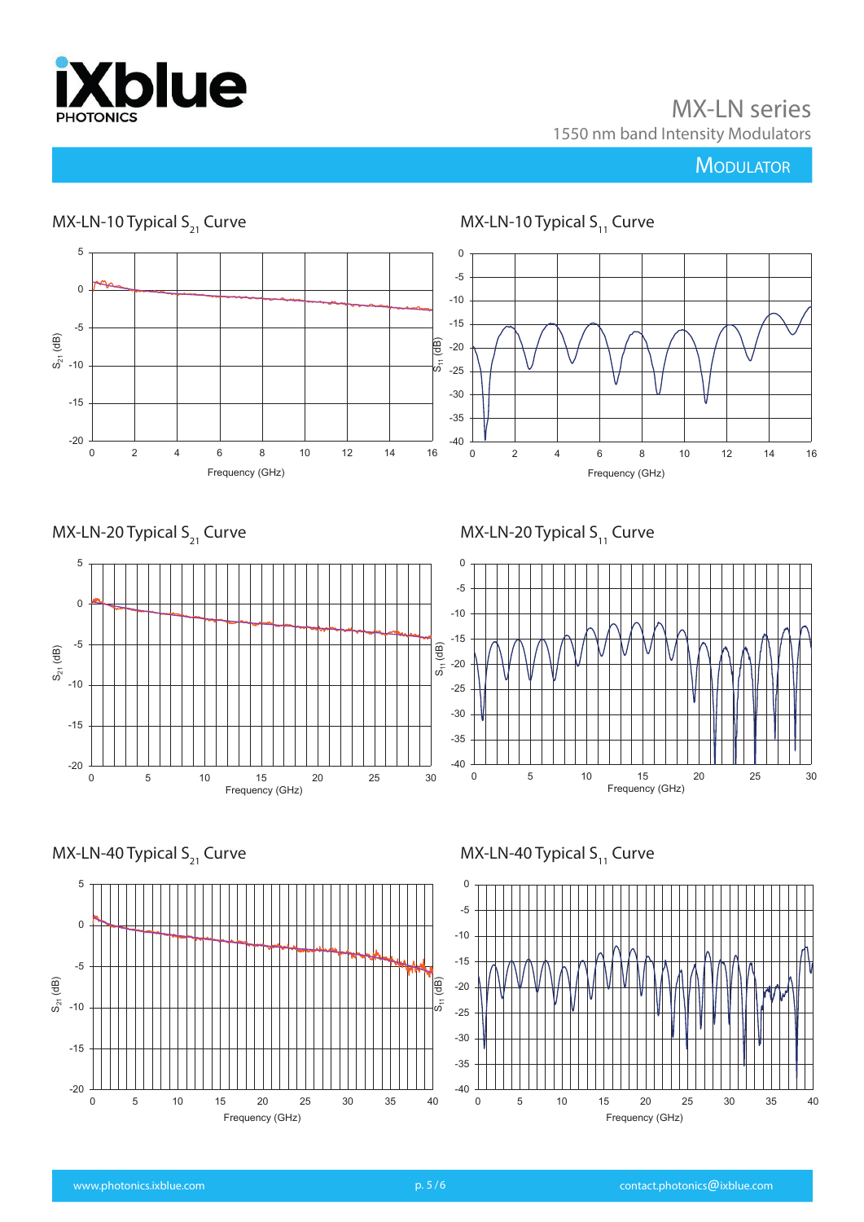## MX-LN-10 Typical $S_{21}$ Curve

## MX-LN-10 Typical $S_{11}$ Curve

## MX-LN-20 Typical $S_{21}$ Curve

## MX-LN-20 Typical $S_{11}$ Curve

## MX-LN-40 Typical $S_{21}$ Curve

## MX-LN-40 Typical $S_{11}$ Curve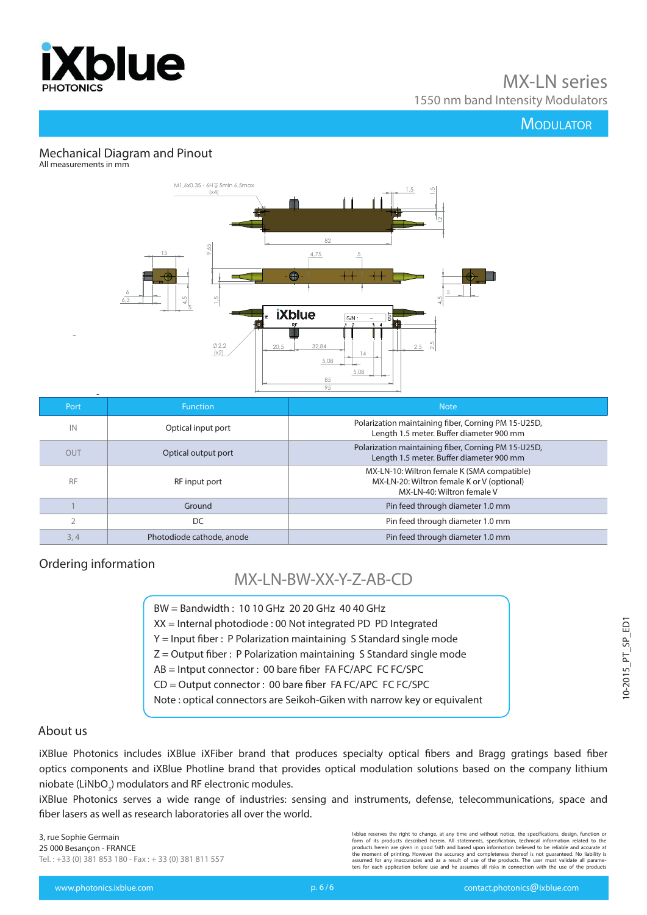## Mechanical Diagram and Pinout

All measurements in mm

M1.6x0.35 - 6H ⫫ 5min 6.5max
(x4)

1.5
1.5
12
82
9.65
15
4.75
5
6
6.3
4.5
5
1.5
5
4.5
Ø 2.2
(x2)
20.5
32.84
5.08
5.08
14
2.5
2.5
85
95

| Port | Function | Note |
|---|---|---|
| IN | Optical input port | Polarization maintaining fiber, Corning PM 15-U25D, Length 1.5 meter. Buffer diameter 900 mm |
| OUT | Optical output port | Polarization maintaining fiber, Corning PM 15-U25D, Length 1.5 meter. Buffer diameter 900 mm |
| RF | RF input port | MX-LN-10: Wiltron female K (SMA compatible) MX-LN-20: Wiltron female K or V (optional) MX-LN-40: Wiltron female V |
| 1 | Ground | Pin feed through diameter 1.0 mm |
| 2 | DC | Pin feed through diameter 1.0 mm |
| 3, 4 | Photodiode cathode, anode | Pin feed through diameter 1.0 mm |

## Ordering information

MX-LN-BW-XX-Y-Z-AB-CD

BW = Bandwidth : 10 10 GHz 20 20 GHz 40 40 GHz
XX = Internal photodiode : 00 Not integrated PD PD Integrated
Y = Input fiber : P Polarization maintaining S Standard single mode
Z = Output fiber : P Polarization maintaining S Standard single mode
AB = Intput connector : 00 bare fiber FA FC/APC FC FC/SPC
CD = Output connector : 00 bare fiber FA FC/APC FC FC/SPC
Note : optical connectors are Seikoh-Giken with narrow key or equivalent

## About us

iXBlue Photonics includes iXBlue iXFiber brand that produces specialty optical fibers and Bragg gratings based fiber optics components and iXBlue Photline brand that provides optical modulation solutions based on the company lithium niobate ($LiNbO_3$) modulators and RF electronic modules.
iXBlue Photonics serves a wide range of industries: sensing and instruments, defense, telecommunications, space and fiber lasers as well as research laboratories all over the world.

3, rue Sophie Germain
25 000 Besançon - FRANCE
Tel. : +33 (0) 381 853 180 - Fax : + 33 (0) 381 811 557

Ixblue reserves the right to change, at any time and without notice, the specifications, design, function or form of its products described herein. All statements, specification, technical information related to the products herein are given in good faith and based upon information believed to be reliable and accurate at the moment of printing. However the accuracy and completeness thereof is not guaranteed. No liability is assumed for any inaccuracies and as a result of use of the products. The user must validate all parameters for each application before use and he assumes all risks in connection with the use of the products

10-2015_PT_SP_ED1

www.photonics.ixblue.com
contact.photonics@ixblue.com